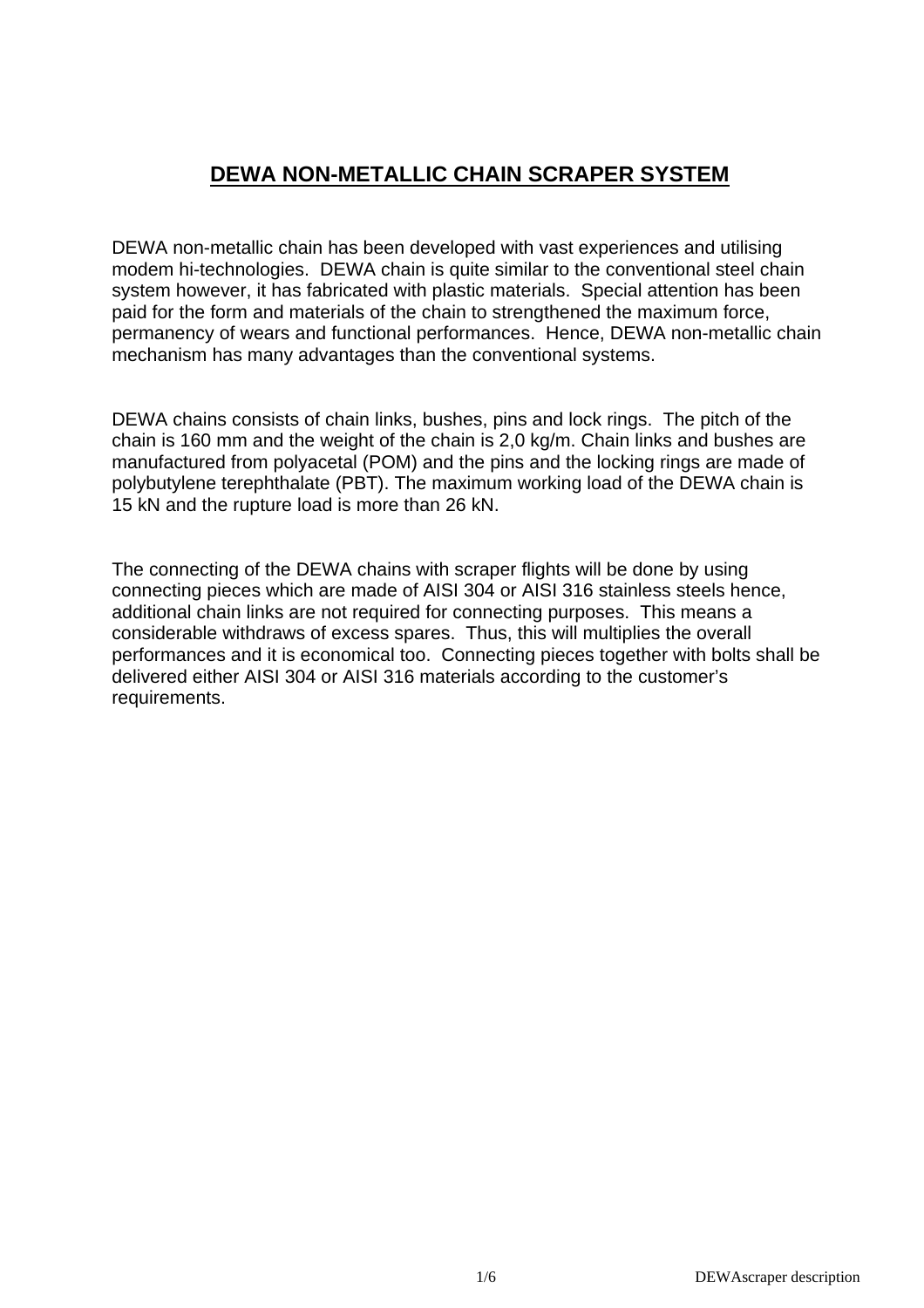# DEWA NON-METALLIC CHAIN SCRAPER SYSTEM

DEWA non-metallic chain has been developed with vast experiences and utilising modem hi-technologies. DEWA chain is quite similar to the conventional steel chain system however, it has fabricated with plastic materials. Special attention has been paid for the form and materials of the chain to strengthened the maximum force, permanency of wears and functional performances. Hence, DEWA non-metallic chain mechanism has many advantages than the conventional systems.

DEWA chains consists of chain links, bushes, pins and lock rings. The pitch of the chain is 160 mm and the weight of the chain is 2,0 kg/m. Chain links and bushes are manufactured from polyacetal (POM) and the pins and the locking rings are made of polybutylene terephthalate (PBT). The maximum working load of the DEWA chain is 15 kN and the rupture load is more than 26 kN.

The connecting of the DEWA chains with scraper flights will be done by using connecting pieces which are made of AISI 304 or AISI 316 stainless steels hence, additional chain links are not required for connecting purposes. This means a considerable withdraws of excess spares. Thus, this will multiplies the overall performances and it is economical too. Connecting pieces together with bolts shall be delivered either AISI 304 or AISI 316 materials according to the customer's requirements.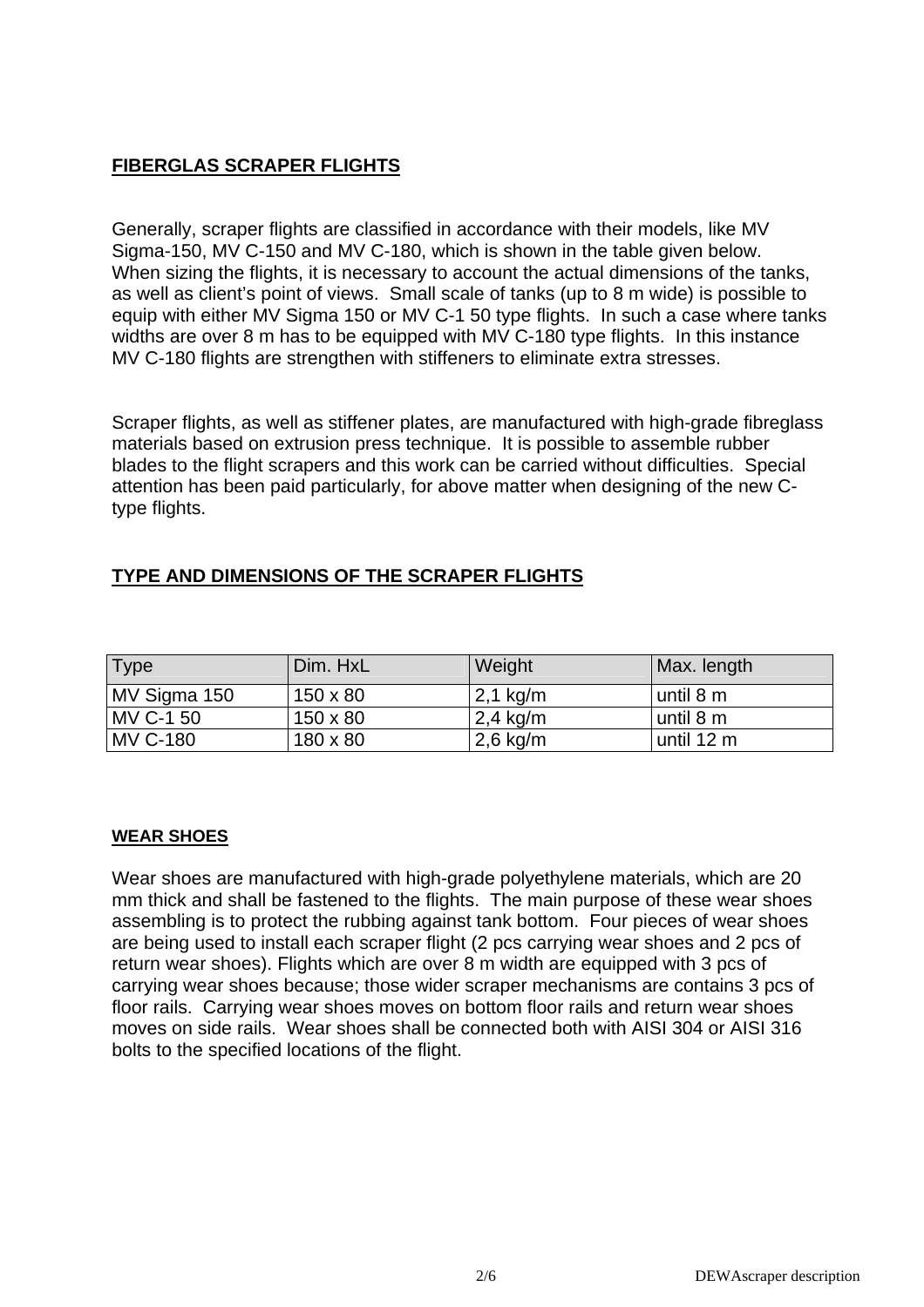## FIBERGLAS SCRAPER FLIGHTS

Generally, scraper flights are classified in accordance with their models, like MV Sigma-150, MV C-150 and MV C-180, which is shown in the table given below. When sizing the flights, it is necessary to account the actual dimensions of the tanks, as well as client's point of views. Small scale of tanks (up to 8 m wide) is possible to equip with either MV Sigma 150 or MV C-1 50 type flights. In such a case where tanks widths are over 8 m has to be equipped with MV C-180 type flights. In this instance MV C-180 flights are strengthen with stiffeners to eliminate extra stresses.

Scraper flights, as well as stiffener plates, are manufactured with high-grade fibreglass materials based on extrusion press technique. It is possible to assemble rubber blades to the flight scrapers and this work can be carried without difficulties. Special attention has been paid particularly, for above matter when designing of the new C-type flights.

## TYPE AND DIMENSIONS OF THE SCRAPER FLIGHTS

| Type | Dim. HxL | Weight | Max. length |
|---|---|---|---|
| MV Sigma 150 | 150 x 80 | 2,1 kg/m | until 8 m |
| MV C-1 50 | 150 x 80 | 2,4 kg/m | until 8 m |
| MV C-180 | 180 x 80 | 2,6 kg/m | until 12 m |

### WEAR SHOES

Wear shoes are manufactured with high-grade polyethylene materials, which are 20 mm thick and shall be fastened to the flights. The main purpose of these wear shoes assembling is to protect the rubbing against tank bottom. Four pieces of wear shoes are being used to install each scraper flight (2 pcs carrying wear shoes and 2 pcs of return wear shoes). Flights which are over 8 m width are equipped with 3 pcs of carrying wear shoes because; those wider scraper mechanisms are contains 3 pcs of floor rails. Carrying wear shoes moves on bottom floor rails and return wear shoes moves on side rails. Wear shoes shall be connected both with AISI 304 or AISI 316 bolts to the specified locations of the flight.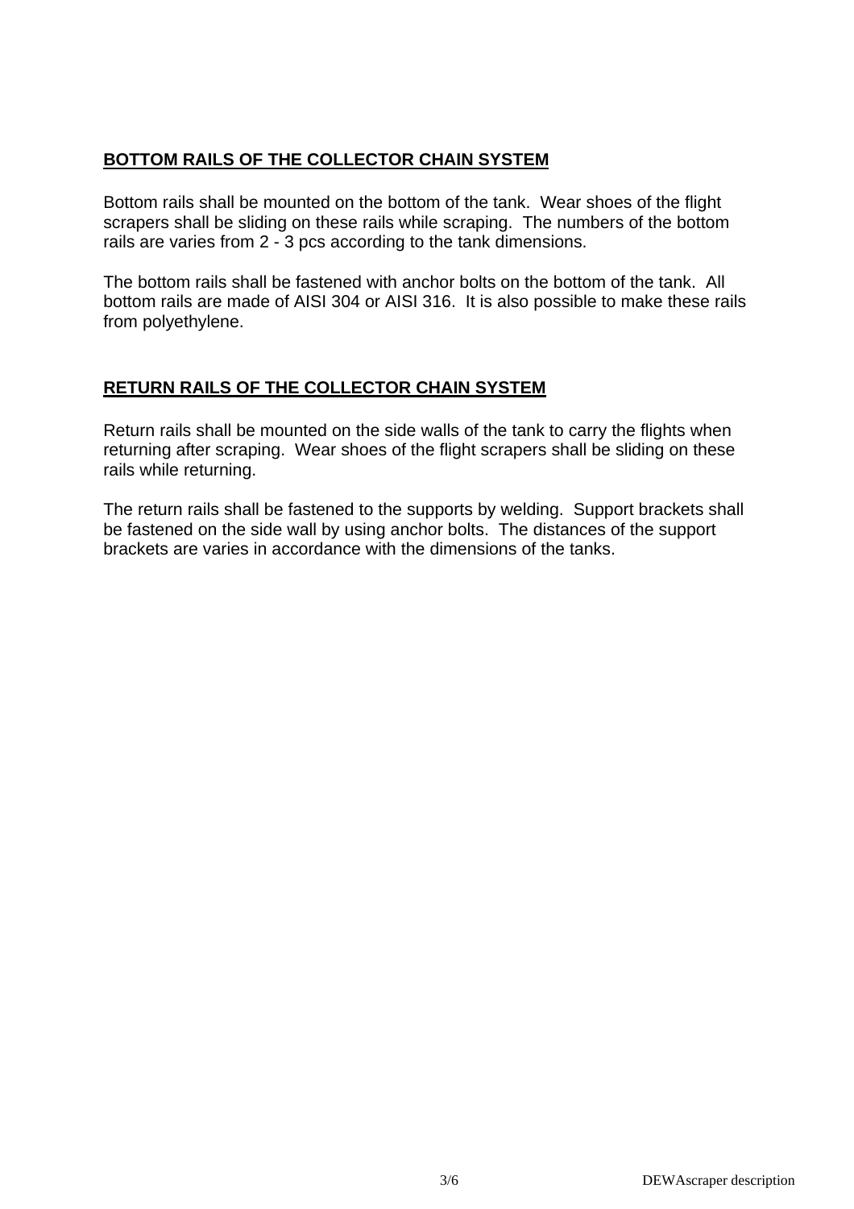## BOTTOM RAILS OF THE COLLECTOR CHAIN SYSTEM

Bottom rails shall be mounted on the bottom of the tank. Wear shoes of the flight scrapers shall be sliding on these rails while scraping. The numbers of the bottom rails are varies from 2 - 3 pcs according to the tank dimensions.

The bottom rails shall be fastened with anchor bolts on the bottom of the tank. All bottom rails are made of AISI 304 or AISI 316. It is also possible to make these rails from polyethylene.

## RETURN RAILS OF THE COLLECTOR CHAIN SYSTEM

Return rails shall be mounted on the side walls of the tank to carry the flights when returning after scraping. Wear shoes of the flight scrapers shall be sliding on these rails while returning.

The return rails shall be fastened to the supports by welding. Support brackets shall be fastened on the side wall by using anchor bolts. The distances of the support brackets are varies in accordance with the dimensions of the tanks.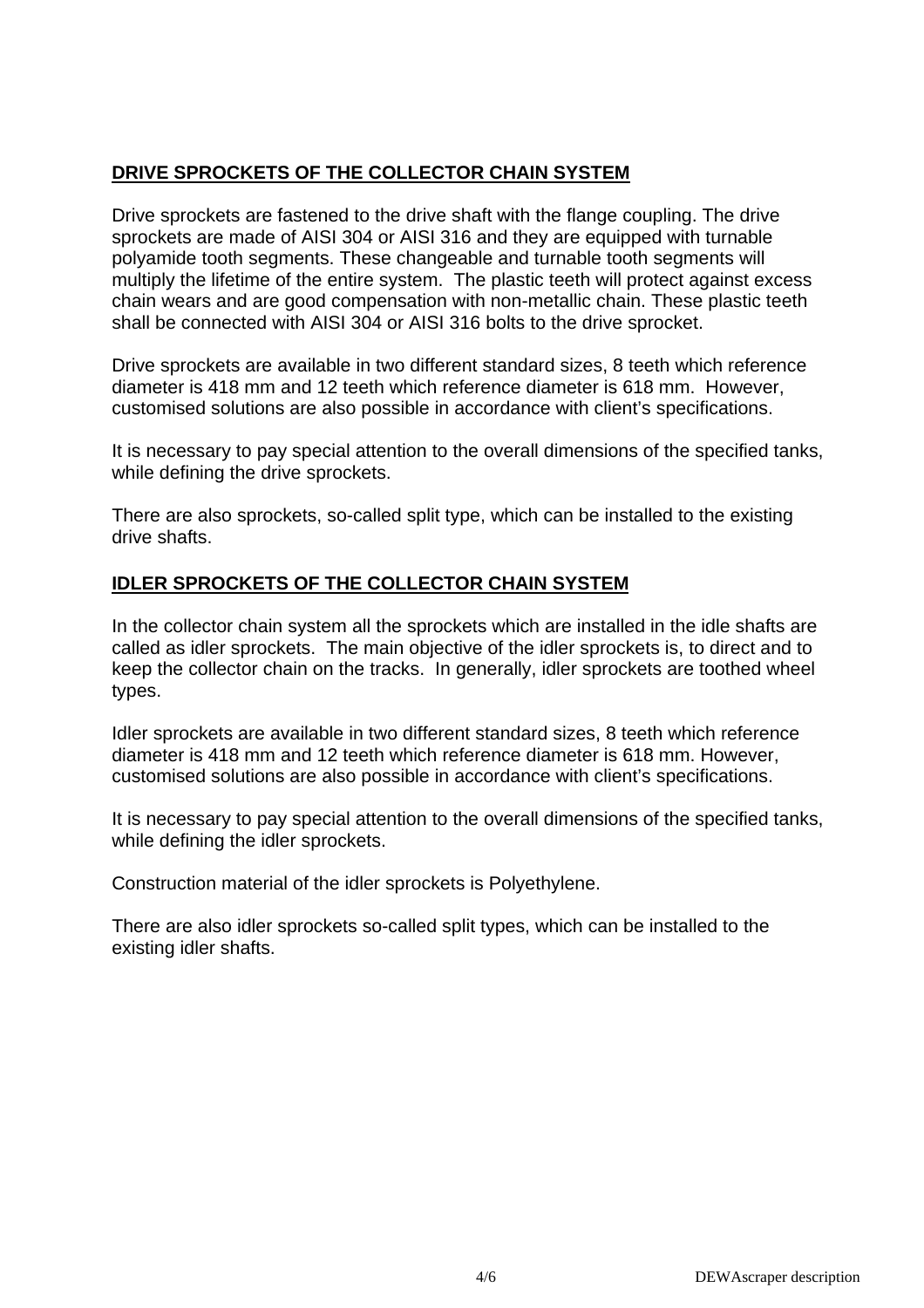## **DRIVE SPROCKETS OF THE COLLECTOR CHAIN SYSTEM**

Drive sprockets are fastened to the drive shaft with the flange coupling. The drive sprockets are made of AISI 304 or AISI 316 and they are equipped with turnable polyamide tooth segments. These changeable and turnable tooth segments will multiply the lifetime of the entire system. The plastic teeth will protect against excess chain wears and are good compensation with non-metallic chain. These plastic teeth shall be connected with AISI 304 or AISI 316 bolts to the drive sprocket.

Drive sprockets are available in two different standard sizes, 8 teeth which reference diameter is 418 mm and 12 teeth which reference diameter is 618 mm. However, customised solutions are also possible in accordance with client's specifications.

It is necessary to pay special attention to the overall dimensions of the specified tanks, while defining the drive sprockets.

There are also sprockets, so-called split type, which can be installed to the existing drive shafts.

## **IDLER SPROCKETS OF THE COLLECTOR CHAIN SYSTEM**

In the collector chain system all the sprockets which are installed in the idle shafts are called as idler sprockets. The main objective of the idler sprockets is, to direct and to keep the collector chain on the tracks. In generally, idler sprockets are toothed wheel types.

Idler sprockets are available in two different standard sizes, 8 teeth which reference diameter is 418 mm and 12 teeth which reference diameter is 618 mm. However, customised solutions are also possible in accordance with client's specifications.

It is necessary to pay special attention to the overall dimensions of the specified tanks, while defining the idler sprockets.

Construction material of the idler sprockets is Polyethylene.

There are also idler sprockets so-called split types, which can be installed to the existing idler shafts.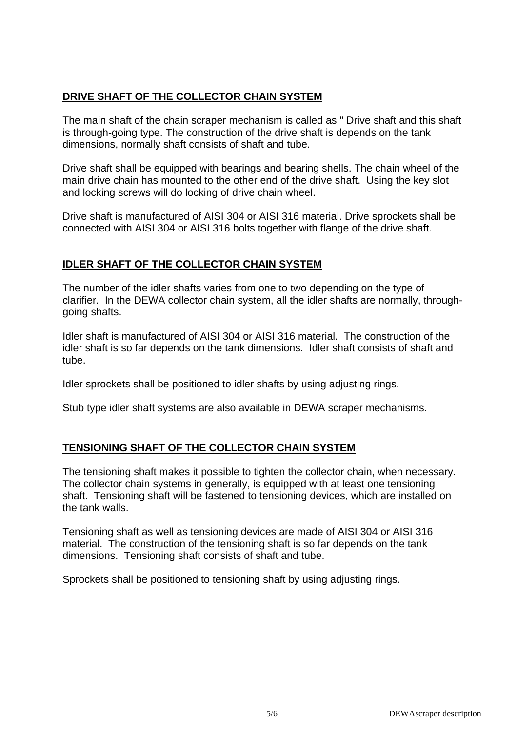## DRIVE SHAFT OF THE COLLECTOR CHAIN SYSTEM

The main shaft of the chain scraper mechanism is called as " Drive shaft and this shaft is through-going type. The construction of the drive shaft is depends on the tank dimensions, normally shaft consists of shaft and tube.

Drive shaft shall be equipped with bearings and bearing shells. The chain wheel of the main drive chain has mounted to the other end of the drive shaft. Using the key slot and locking screws will do locking of drive chain wheel.

Drive shaft is manufactured of AISI 304 or AISI 316 material. Drive sprockets shall be connected with AISI 304 or AISI 316 bolts together with flange of the drive shaft.

## IDLER SHAFT OF THE COLLECTOR CHAIN SYSTEM

The number of the idler shafts varies from one to two depending on the type of clarifier. In the DEWA collector chain system, all the idler shafts are normally, through-going shafts.

Idler shaft is manufactured of AISI 304 or AISI 316 material. The construction of the idler shaft is so far depends on the tank dimensions. Idler shaft consists of shaft and tube.

Idler sprockets shall be positioned to idler shafts by using adjusting rings.

Stub type idler shaft systems are also available in DEWA scraper mechanisms.

## TENSIONING SHAFT OF THE COLLECTOR CHAIN SYSTEM

The tensioning shaft makes it possible to tighten the collector chain, when necessary. The collector chain systems in generally, is equipped with at least one tensioning shaft. Tensioning shaft will be fastened to tensioning devices, which are installed on the tank walls.

Tensioning shaft as well as tensioning devices are made of AISI 304 or AISI 316 material. The construction of the tensioning shaft is so far depends on the tank dimensions. Tensioning shaft consists of shaft and tube.

Sprockets shall be positioned to tensioning shaft by using adjusting rings.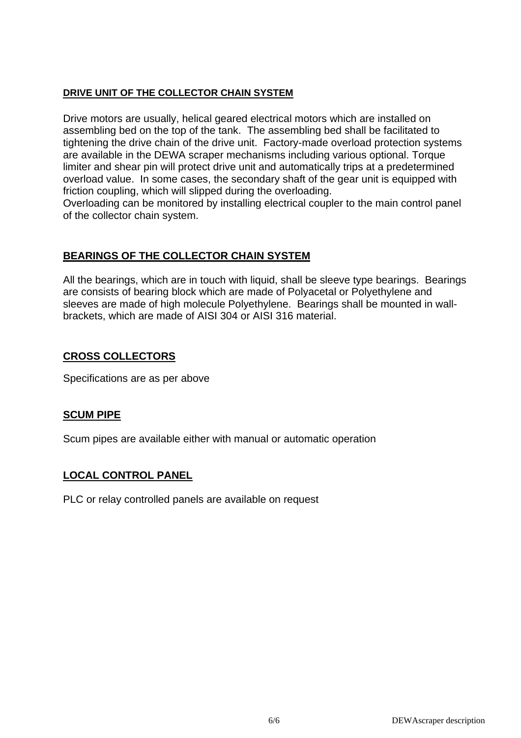## DRIVE UNIT OF THE COLLECTOR CHAIN SYSTEM

Drive motors are usually, helical geared electrical motors which are installed on assembling bed on the top of the tank. The assembling bed shall be facilitated to tightening the drive chain of the drive unit. Factory-made overload protection systems are available in the DEWA scraper mechanisms including various optional. Torque limiter and shear pin will protect drive unit and automatically trips at a predetermined overload value. In some cases, the secondary shaft of the gear unit is equipped with friction coupling, which will slipped during the overloading.
Overloading can be monitored by installing electrical coupler to the main control panel of the collector chain system.

## BEARINGS OF THE COLLECTOR CHAIN SYSTEM

All the bearings, which are in touch with liquid, shall be sleeve type bearings. Bearings are consists of bearing block which are made of Polyacetal or Polyethylene and sleeves are made of high molecule Polyethylene. Bearings shall be mounted in wall-brackets, which are made of AISI 304 or AISI 316 material.

## CROSS COLLECTORS

Specifications are as per above

## SCUM PIPE

Scum pipes are available either with manual or automatic operation

## LOCAL CONTROL PANEL

PLC or relay controlled panels are available on request